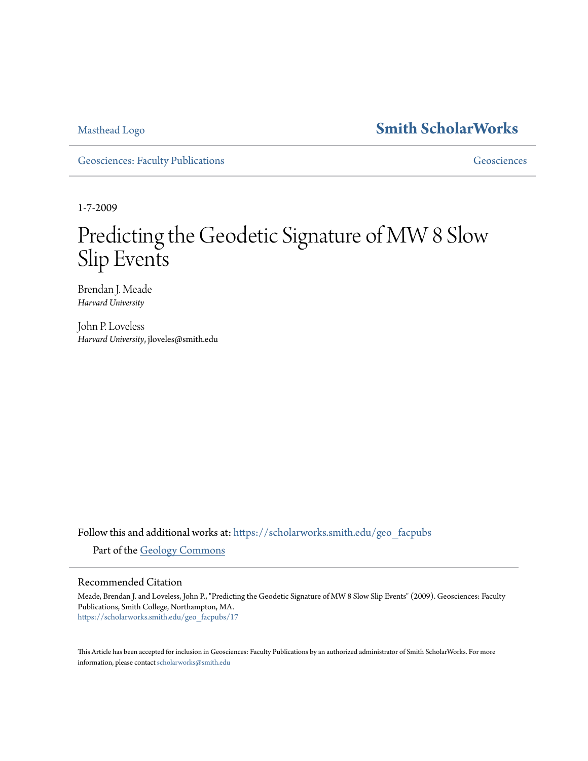Masthead Logo

**Smith ScholarWorks**

Geosciences: Faculty Publications

Geosciences

1-7-2009

# Predicting the Geodetic Signature of MW 8 Slow Slip Events

Brendan J. Meade
*Harvard University*

John P. Loveless
*Harvard University*, jloveles@smith.edu

Follow this and additional works at: https://scholarworks.smith.edu/geo_facpubs

Part of the Geology Commons

## Recommended Citation

Meade, Brendan J. and Loveless, John P., "Predicting the Geodetic Signature of MW 8 Slow Slip Events" (2009). Geosciences: Faculty Publications, Smith College, Northampton, MA.
https://scholarworks.smith.edu/geo_facpubs/17

This Article has been accepted for inclusion in Geosciences: Faculty Publications by an authorized administrator of Smith ScholarWorks. For more information, please contact scholarworks@smith.edu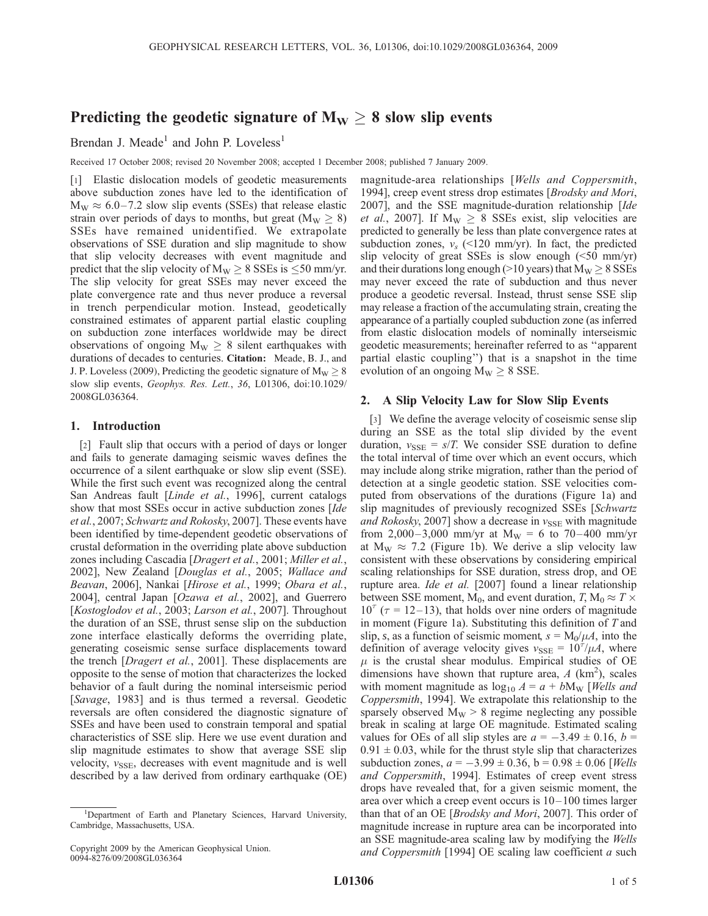# Predicting the geodetic signature of $M_W \geq 8$ slow slip events

Brendan J. Meade[1] and John P. Loveless[1]

Received 17 October 2008; revised 20 November 2008; accepted 1 December 2008; published 7 January 2009.

[1] Elastic dislocation models of geodetic measurements above subduction zones have led to the identification of $M_W \approx 6.0–7.2$ slow slip events (SSEs) that release elastic strain over periods of days to months, but great ($M_W \geq 8$) SSEs have remained unidentified. We extrapolate observations of SSE duration and slip magnitude to show that slip velocity decreases with event magnitude and predict that the slip velocity of $M_W \geq 8$ SSEs is $\leq$50 mm/yr. The slip velocity for great SSEs may never exceed the plate convergence rate and thus never produce a reversal in trench perpendicular motion. Instead, geodetically constrained estimates of apparent partial elastic coupling on subduction zone interfaces worldwide may be direct observations of ongoing $M_W \geq 8$ silent earthquakes with durations of decades to centuries. **Citation:** Meade, B. J., and J. P. Loveless (2009), Predicting the geodetic signature of $M_W \geq 8$ slow slip events, *Geophys. Res. Lett.*, *36*, L01306, doi:10.1029/2008GL036364.

## 1. Introduction

[2] Fault slip that occurs with a period of days or longer and fails to generate damaging seismic waves defines the occurrence of a silent earthquake or slow slip event (SSE). While the first such event was recognized along the central San Andreas fault [*Linde et al.*, 1996], current catalogs show that most SSEs occur in active subduction zones [*Ide et al.*, 2007; *Schwartz and Rokosky*, 2007]. These events have been identified by time-dependent geodetic observations of crustal deformation in the overriding plate above subduction zones including Cascadia [*Dragert et al.*, 2001; *Miller et al.*, 2002], New Zealand [*Douglas et al.*, 2005; *Wallace and Beavan*, 2006], Nankai [*Hirose et al.*, 1999; *Obara et al.*, 2004], central Japan [*Ozawa et al.*, 2002], and Guerrero [*Kostoglodov et al.*, 2003; *Larson et al.*, 2007]. Throughout the duration of an SSE, thrust sense slip on the subduction zone interface elastically deforms the overriding plate, generating coseismic sense surface displacements toward the trench [*Dragert et al.*, 2001]. These displacements are opposite to the sense of motion that characterizes the locked behavior of a fault during the nominal interseismic period [*Savage*, 1983] and is thus termed a reversal. Geodetic reversals are often considered the diagnostic signature of SSEs and have been used to constrain temporal and spatial characteristics of SSE slip. Here we use event duration and slip magnitude estimates to show that average SSE slip velocity, $v_{SSE}$, decreases with event magnitude and is well described by a law derived from ordinary earthquake (OE) magnitude-area relationships [*Wells and Coppersmith*, 1994], creep event stress drop estimates [*Brodsky and Mori*, 2007], and the SSE magnitude-duration relationship [*Ide et al.*, 2007]. If $M_W \geq 8$ SSEs exist, slip velocities are predicted to generally be less than plate convergence rates at subduction zones, $v_s$ (<120 mm/yr). In fact, the predicted slip velocity of great SSEs is slow enough (<50 mm/yr) and their durations long enough (>10 years) that $M_W \geq 8$ SSEs may never exceed the rate of subduction and thus never produce a geodetic reversal. Instead, thrust sense SSE slip may release a fraction of the accumulating strain, creating the appearance of a partially coupled subduction zone (as inferred from elastic dislocation models of nominally interseismic geodetic measurements; hereinafter referred to as "apparent partial elastic coupling") that is a snapshot in the time evolution of an ongoing $M_W \geq 8$ SSE.

## 2. A Slip Velocity Law for Slow Slip Events

[3] We define the average velocity of coseismic sense slip during an SSE as the total slip divided by the event duration, $v_{SSE} = s/T$. We consider SSE duration to define the total interval of time over which an event occurs, which may include along strike migration, rather than the period of detection at a single geodetic station. SSE velocities computed from observations of the durations (Figure 1a) and slip magnitudes of previously recognized SSEs [*Schwartz and Rokosky*, 2007] show a decrease in $v_{SSE}$ with magnitude from 2,000–3,000 mm/yr at $M_W$ = 6 to 70–400 mm/yr at $M_W \approx 7.2$ (Figure 1b). We derive a slip velocity law consistent with these observations by considering empirical scaling relationships for SSE duration, stress drop, and OE rupture area. *Ide et al.* [2007] found a linear relationship between SSE moment, $M_0$, and event duration, $T$, $M_0 \approx T \times 10^{\tau}$ ($\tau$ = 12–13), that holds over nine orders of magnitude in moment (Figure 1a). Substituting this definition of $T$ and slip, $s$, as a function of seismic moment, $s = M_0/\mu A$, into the definition of average velocity gives $v_{SSE} = 10^{\tau}/\mu A$, where $\mu$ is the crustal shear modulus. Empirical studies of OE dimensions have shown that rupture area, $A$ (km$^2$), scales with moment magnitude as $\log_{10} A = a + bM_W$ [*Wells and Coppersmith*, 1994]. We extrapolate this relationship to the sparsely observed $M_W$ > 8 regime neglecting any possible break in scaling at large OE magnitude. Estimated scaling values for OEs of all slip styles are $a = -3.49 \pm 0.16$, $b = 0.91 \pm 0.03$, while for the thrust style slip that characterizes subduction zones, $a = -3.99 \pm 0.36$, $b = 0.98 \pm 0.06$ [*Wells and Coppersmith*, 1994]. Estimates of creep event stress drops have revealed that, for a given seismic moment, the area over which a creep event occurs is 10–100 times larger than that of an OE [*Brodsky and Mori*, 2007]. This order of magnitude increase in rupture area can be incorporated into an SSE magnitude-area scaling law by modifying the *Wells and Coppersmith* [1994] OE scaling law coefficient $a$ such

[1] Department of Earth and Planetary Sciences, Harvard University, Cambridge, Massachusetts, USA.

Copyright 2009 by the American Geophysical Union.
0094-8276/09/2008GL036364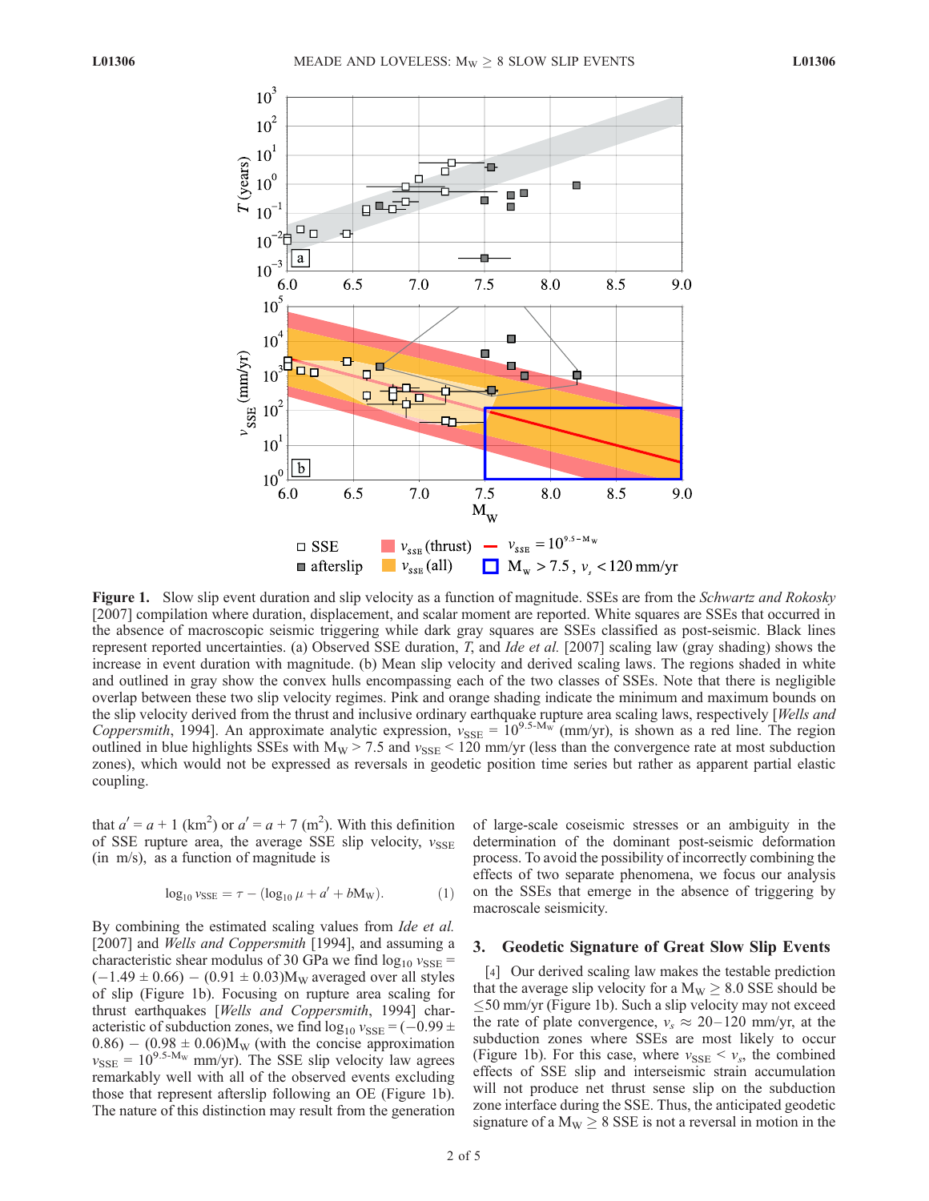**Figure 1.** Slow slip event duration and slip velocity as a function of magnitude. SSEs are from the *Schwartz and Rokosky* [2007] compilation where duration, displacement, and scalar moment are reported. White squares are SSEs that occurred in the absence of macroscopic seismic triggering while dark gray squares are SSEs classified as post-seismic. Black lines represent reported uncertainties. (a) Observed SSE duration, $T$, and *Ide et al.* [2007] scaling law (gray shading) shows the increase in event duration with magnitude. (b) Mean slip velocity and derived scaling laws. The regions shaded in white and outlined in gray show the convex hulls encompassing each of the two classes of SSEs. Note that there is negligible overlap between these two slip velocity regimes. Pink and orange shading indicate the minimum and maximum bounds on the slip velocity derived from the thrust and inclusive ordinary earthquake rupture area scaling laws, respectively [*Wells and Coppersmith*, 1994]. An approximate analytic expression, $v_{SSE} = 10^{9.5-M_W}$ (mm/yr), is shown as a red line. The region outlined in blue highlights SSEs with $M_W > 7.5$ and $v_{SSE} < 120$ mm/yr (less than the convergence rate at most subduction zones), which would not be expressed as reversals in geodetic position time series but rather as apparent partial elastic coupling.

that $a' = a + 1$ (km$^2$) or $a' = a + 7$ (m$^2$). With this definition of SSE rupture area, the average SSE slip velocity, $v_{SSE}$ (in m/s), as a function of magnitude is

$$\log_{10} v_{SSE} = \tau - (\log_{10} \mu + a' + b M_W). \tag{1}$$

By combining the estimated scaling values from *Ide et al.* [2007] and *Wells and Coppersmith* [1994] and assuming a characteristic shear modulus of 30 GPa we find $\log_{10} v_{SSE} = (-1.49 \pm 0.66) - (0.91 \pm 0.03)M_W$ averaged over all styles of slip (Figure 1b). Focusing on rupture area scaling for thrust earthquakes [*Wells and Coppersmith*, 1994] characteristic of subduction zones, we find $\log_{10} v_{SSE} = (-0.99 \pm 0.86) - (0.98 \pm 0.06)M_W$ (with the concise approximation $v_{SSE} = 10^{9.5-M_W}$ mm/yr). The SSE slip velocity law agrees remarkably well with all of the observed events excluding those that represent afterslip following an OE (Figure 1b). The nature of this distinction may result from the generation of large-scale coseismic stresses or an ambiguity in the determination of the dominant post-seismic deformation process. To avoid the possibility of incorrectly combining the effects of two separate phenomena, we focus our analysis on the SSEs that emerge in the absence of triggering by macroscale seismicity.

## 3. Geodetic Signature of Great Slow Slip Events

[4] Our derived scaling law makes the testable prediction that the average slip velocity for a $M_W \geq 8.0$ SSE should be $\leq$50 mm/yr (Figure 1b). Such a slip velocity may not exceed the rate of plate convergence, $v_s \approx$ 20–120 mm/yr, at the subduction zones where SSEs are most likely to occur (Figure 1b). For this case, where $v_{SSE} < v_s$, the combined effects of SSE slip and interseismic strain accumulation will not produce net thrust sense slip on the subduction zone interface during the SSE. Thus, the anticipated geodetic signature of a $M_W \geq 8$ SSE is not a reversal in motion in the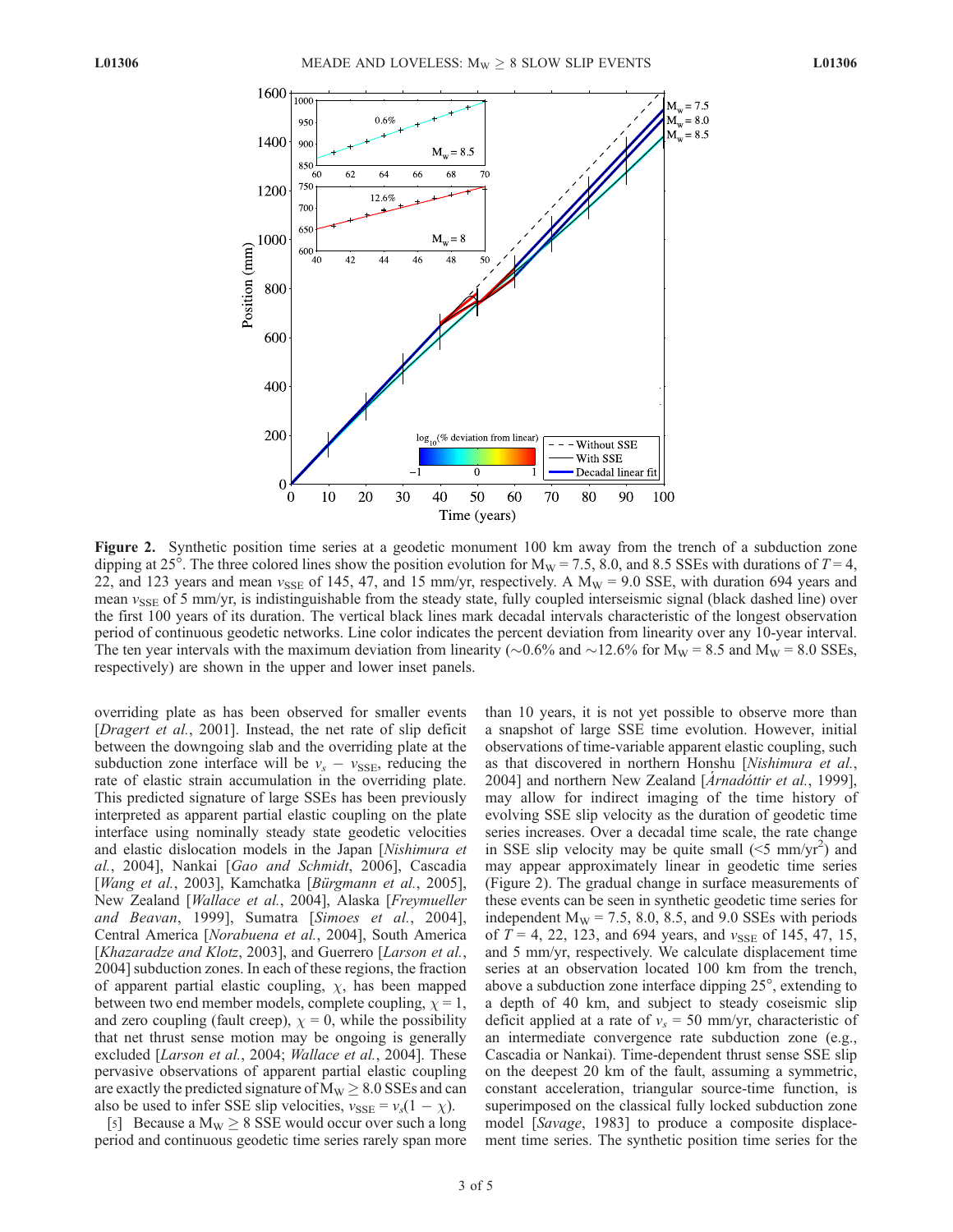**Figure 2.** Synthetic position time series at a geodetic monument 100 km away from the trench of a subduction zone dipping at 25°. The three colored lines show the position evolution for $M_W = 7.5$, 8.0, and 8.5 SSEs with durations of $T = 4$, 22, and 123 years and mean $v_{SSE}$ of 145, 47, and 15 mm/yr, respectively. A $M_W = 9.0$ SSE, with duration 694 years and mean $v_{SSE}$ of 5 mm/yr, is indistinguishable from the steady state, fully coupled interseismic signal (black dashed line) over the first 100 years of its duration. The vertical black lines mark decadal intervals characteristic of the longest observation period of continuous geodetic networks. Line color indicates the percent deviation from linearity over any 10-year interval. The ten year intervals with the maximum deviation from linearity (~0.6% and ~12.6% for $M_W = 8.5$ and $M_W = 8.0$ SSEs, respectively) are shown in the upper and lower inset panels.

overriding plate as has been observed for smaller events [*Dragert et al.*, 2001]. Instead, the net rate of slip deficit between the downgoing slab and the overriding plate at the subduction zone interface will be $v_s - v_{SSE}$, reducing the rate of elastic strain accumulation in the overriding plate. This predicted signature of large SSEs has been previously interpreted as apparent partial elastic coupling on the plate interface using nominally steady state geodetic velocities and elastic dislocation models in the Japan [*Nishimura et al.*, 2004], Nankai [*Gao and Schmidt*, 2006], Cascadia [*Wang et al.*, 2003], Kamchatka [*Bürgmann et al.*, 2005], New Zealand [*Wallace et al.*, 2004], Alaska [*Freymueller and Beavan*, 1999], Sumatra [*Simoes et al.*, 2004], Central America [*Norabuena et al.*, 2004], South America [*Khazaradze and Klotz*, 2003], and Guerrero [*Larson et al.*, 2004] subduction zones. In each of these regions, the fraction of apparent partial elastic coupling, $\chi$, has been mapped between two end member models, complete coupling, $\chi = 1$, and zero coupling (fault creep), $\chi = 0$, while the possibility that net thrust sense motion may be ongoing is generally excluded [*Larson et al.*, 2004; *Wallace et al.*, 2004]. These pervasive observations of apparent partial elastic coupling are exactly the predicted signature of $M_W \geq 8.0$ SSEs and can also be used to infer SSE slip velocities, $v_{SSE} = v_s(1 - \chi)$.

[5] Because a $M_W \geq 8$ SSE would occur over such a long period and continuous geodetic time series rarely span more than 10 years, it is not yet possible to observe more than a snapshot of large SSE time evolution. However, initial observations of time-variable apparent elastic coupling, such as that discovered in northern Honshu [*Nishimura et al.*, 2004] and northern New Zealand [*Árnadóttir et al.*, 1999], may allow for indirect imaging of the time history of evolving SSE slip velocity as the duration of geodetic time series increases. Over a decadal time scale, the rate change in SSE slip velocity may be quite small (<5 mm/yr$^2$) and may appear approximately linear in geodetic time series (Figure 2). The gradual change in surface measurements of these events can be seen in synthetic geodetic time series for independent $M_W = 7.5$, 8.0, 8.5, and 9.0 SSEs with periods of $T = 4$, 22, 123, and 694 years, and $v_{SSE}$ of 145, 47, 15, and 5 mm/yr, respectively. We calculate displacement time series at an observation located 100 km from the trench, above a subduction zone interface dipping 25°, extending to a depth of 40 km, and subject to steady coseismic slip deficit applied at a rate of $v_s = 50$ mm/yr, characteristic of an intermediate convergence rate subduction zone (e.g., Cascadia or Nankai). Time-dependent thrust sense SSE slip on the deepest 20 km of the fault, assuming a symmetric, constant acceleration, triangular source-time function, is superimposed on the classical fully locked subduction zone model [*Savage*, 1983] to produce a composite displacement time series. The synthetic position time series for the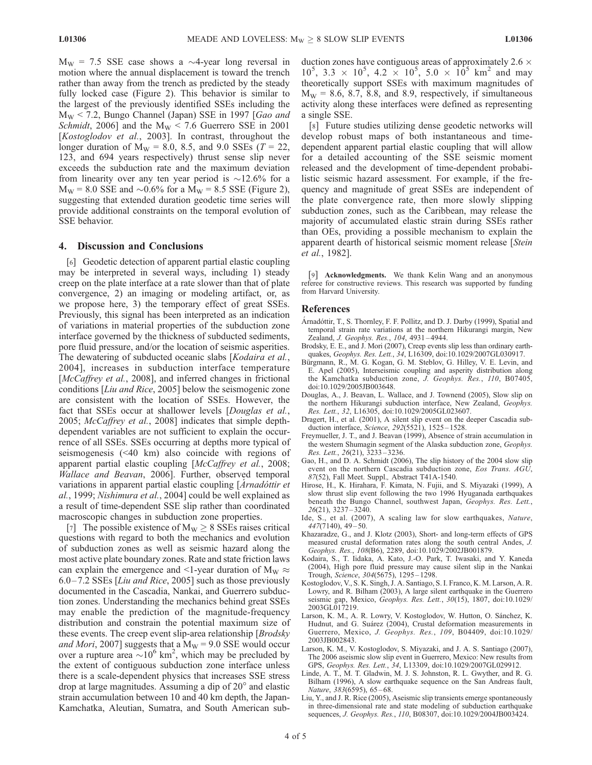$M_W$ = 7.5 SSE case shows a ~4-year long reversal in motion where the annual displacement is toward the trench rather than away from the trench as predicted by the steady fully locked case (Figure 2). This behavior is similar to the largest of the previously identified SSEs including the $M_W$ < 7.2, Bungo Channel (Japan) SSE in 1997 [*Gao and Schmidt*, 2006] and the $M_W$ < 7.6 Guerrero SSE in 2001 [*Kostoglodov et al.*, 2003]. In contrast, throughout the longer duration of $M_W$ = 8.0, 8.5, and 9.0 SSEs ($T$ = 22, 123, and 694 years respectively) thrust sense slip never exceeds the subduction rate and the maximum deviation from linearity over any ten year period is ~12.6% for a $M_W$ = 8.0 SSE and ~0.6% for a $M_W$ = 8.5 SSE (Figure 2), suggesting that extended duration geodetic time series will provide additional constraints on the temporal evolution of SSE behavior.

## 4. Discussion and Conclusions

[6] Geodetic detection of apparent partial elastic coupling may be interpreted in several ways, including 1) steady creep on the plate interface at a rate slower than that of plate convergence, 2) an imaging or modeling artifact, or, as we propose here, 3) the temporary effect of great SSEs. Previously, this signal has been interpreted as an indication of variations in material properties of the subduction zone interface governed by the thickness of subducted sediments, pore fluid pressure, and/or the location of seismic asperities. The dewatering of subducted oceanic slabs [*Kodaira et al.*, 2004], increases in subduction interface temperature [*McCaffrey et al.*, 2008], and inferred changes in frictional conditions [*Liu and Rice*, 2005] below the seismogenic zone are consistent with the location of SSEs. However, the fact that SSEs occur at shallower levels [*Douglas et al.*, 2005; *McCaffrey et al.*, 2008] indicates that simple depth-dependent variables are not sufficient to explain the occurrence of all SSEs. SSEs occurring at depths more typical of seismogenesis (<40 km) also coincide with regions of apparent partial elastic coupling [*McCaffrey et al.*, 2008; *Wallace and Beavan*, 2006]. Further, observed temporal variations in apparent partial elastic coupling [*Árnadóttir et al.*, 1999; *Nishimura et al.*, 2004] could be well explained as a result of time-dependent SSE slip rather than coordinated macroscopic changes in subduction zone properties.

[7] The possible existence of $M_W \geq 8$ SSEs raises critical questions with regard to both the mechanics and evolution of subduction zones as well as seismic hazard along the most active plate boundary zones. Rate and state friction laws can explain the emergence and <1-year duration of $M_W \approx$ 6.0–7.2 SSEs [*Liu and Rice*, 2005] such as those previously documented in the Cascadia, Nankai, and Guerrero subduction zones. Understanding the mechanics behind great SSEs may enable the prediction of the magnitude-frequency distribution and constrain the potential maximum size of these events. The creep event slip-area relationship [*Brodsky and Mori*, 2007] suggests that a $M_W$ = 9.0 SSE would occur over a rupture area ~$10^6$ km$^2$, which may be precluded by the extent of contiguous subduction zone interface unless there is a scale-dependent physics that increases SSE stress drop at large magnitudes. Assuming a dip of 20° and elastic strain accumulation between 10 and 40 km depth, the Japan-Kamchatka, Aleutian, Sumatra, and South American subduction zones have contiguous areas of approximately 2.6 × $10^5$, 3.3 × $10^5$, 4.2 × $10^5$, 5.0 × $10^5$ km$^2$ and may theoretically support SSEs with maximum magnitudes of $M_W$ = 8.6, 8.7, 8.8, and 8.9, respectively, if simultaneous activity along these interfaces were defined as representing a single SSE.

[8] Future studies utilizing dense geodetic networks will develop robust maps of both instantaneous and time-dependent apparent partial elastic coupling that will allow for a detailed accounting of the SSE seismic moment released and the development of time-dependent probabilistic seismic hazard assessment. For example, if the frequency and magnitude of great SSEs are independent of the plate convergence rate, then more slowly slipping subduction zones, such as the Caribbean, may release the majority of accumulated elastic strain during SSEs rather than OEs, providing a possible mechanism to explain the apparent dearth of historical seismic moment release [*Stein et al.*, 1982].

[9] **Acknowledgments.** We thank Kelin Wang and an anonymous referee for constructive reviews. This research was supported by funding from Harvard University.

## References

Árnadóttir, T., S. Thornley, F. F. Pollitz, and D. J. Darby (1999), Spatial and temporal strain rate variations at the northern Hikurangi margin, New Zealand, *J. Geophys. Res.*, *104*, 4931–4944.

Brodsky, E. E., and J. Mori (2007), Creep events slip less than ordinary earthquakes, *Geophys. Res. Lett.*, *34*, L16309, doi:10.1029/2007GL030917.

Bürgmann, R., M. G. Kogan, G. M. Steblov, G. Hilley, V. E. Levin, and E. Apel (2005), Interseismic coupling and asperity distribution along the Kamchatka subduction zone, *J. Geophys. Res.*, *110*, B07405, doi:10.1029/2005JB003648.

Douglas, A., J. Beavan, L. Wallace, and J. Townend (2005), Slow slip on the northern Hikurangi subduction interface, New Zealand, *Geophys. Res. Lett.*, *32*, L16305, doi:10.1029/2005GL023607.

Dragert, H., et al. (2001), A silent slip event on the deeper Cascadia subduction interface, *Science*, *292*(5521), 1525–1528.

Freymueller, J. T., and J. Beavan (1999), Absence of strain accumulation in the western Shumagin segment of the Alaska subduction zone, *Geophys. Res. Lett.*, *26*(21), 3233–3236.

Gao, H., and D. A. Schmidt (2006), The slip history of the 2004 slow slip event on the northern Cascadia subduction zone, *Eos Trans. AGU*, *87*(52), Fall Meet. Suppl., Abstract T41A-1540.

Hirose, H., K. Hirahara, F. Kimata, N. Fujii, and S. Miyazaki (1999), A slow thrust slip event following the two 1996 Hyuganada earthquakes beneath the Bungo Channel, southwest Japan, *Geophys. Res. Lett.*, *26*(21), 3237–3240.

Ide, S., et al. (2007), A scaling law for slow earthquakes, *Nature*, *447*(7140), 49–50.

Khazaradze, G., and J. Klotz (2003), Short- and long-term effects of GPS measured crustal deformation rates along the south central Andes, *J. Geophys. Res.*, *108*(B6), 2289, doi:10.1029/2002JB001879.

Kodaira, S., T. Iidaka, A. Kato, J.-O. Park, T. Iwasaki, and Y. Kaneda (2004), High pore fluid pressure may cause silent slip in the Nankai Trough, *Science*, *304*(5675), 1295–1298.

Kostoglodov, V., S. K. Singh, J. A. Santiago, S. I. Franco, K. M. Larson, A. R. Lowry, and R. Bilham (2003), A large silent earthquake in the Guerrero seismic gap, Mexico, *Geophys. Res. Lett.*, *30*(15), 1807, doi:10.1029/2003GL017219.

Larson, K. M., A. R. Lowry, V. Kostoglodov, W. Hutton, O. Sánchez, K. Hudnut, and G. Suárez (2004), Crustal deformation measurements in Guerrero, Mexico, *J. Geophys. Res.*, *109*, B04409, doi:10.1029/2003JB002843.

Larson, K. M., V. Kostoglodov, S. Miyazaki, and J. A. S. Santiago (2007), The 2006 aseismic slow slip event in Guerrero, Mexico: New results from GPS, *Geophys. Res. Lett.*, *34*, L13309, doi:10.1029/2007GL029912.

Linde, A. T., M. T. Gladwin, M. J. S. Johnston, R. L. Gwyther, and R. G. Bilham (1996), A slow earthquake sequence on the San Andreas fault, *Nature*, *383*(6595), 65–68.

Liu, Y., and J. R. Rice (2005), Aseismic slip transients emerge spontaneously in three-dimensional rate and state modeling of subduction earthquake sequences, *J. Geophys. Res.*, *110*, B08307, doi:10.1029/2004JB003424.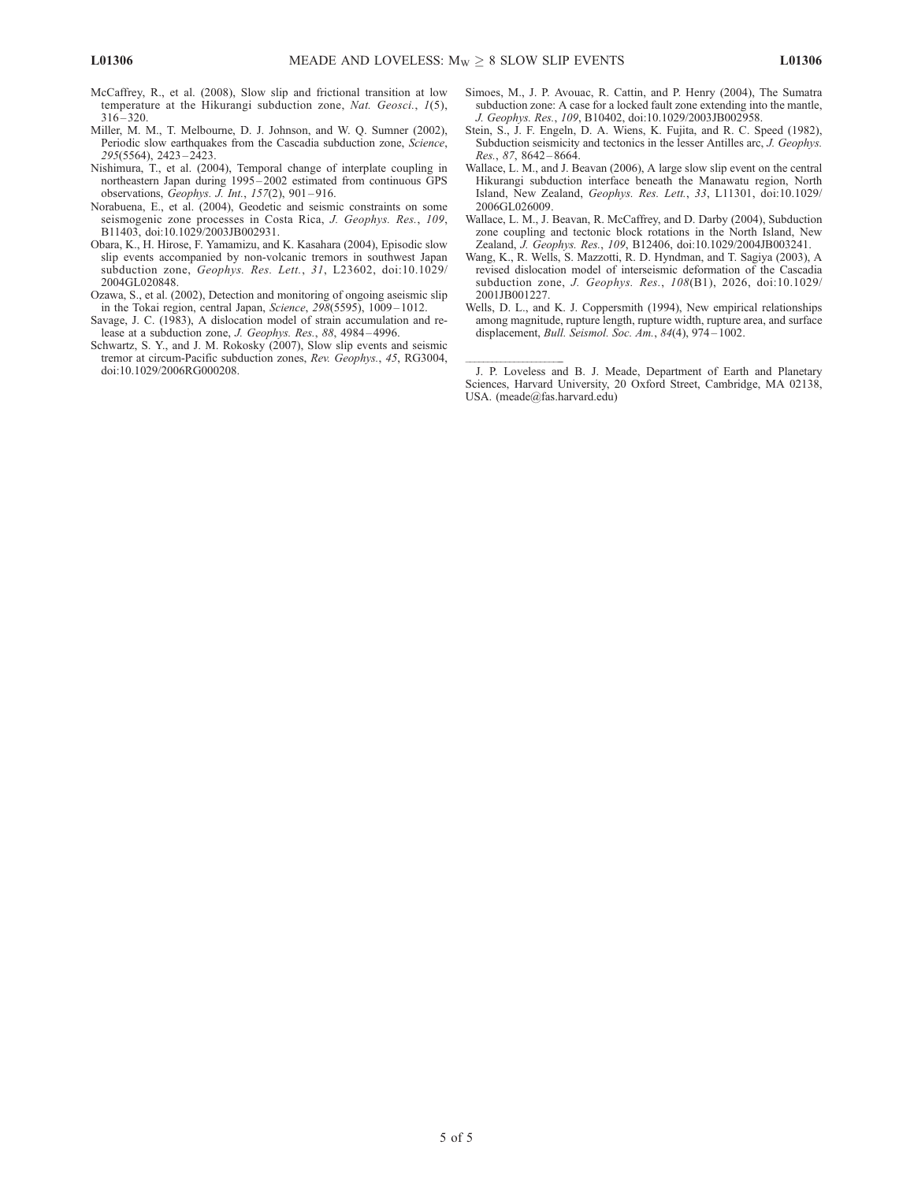McCaffrey, R., et al. (2008), Slow slip and frictional transition at low temperature at the Hikurangi subduction zone, *Nat. Geosci.*, *1*(5), 316–320.

Miller, M. M., T. Melbourne, D. J. Johnson, and W. Q. Sumner (2002), Periodic slow earthquakes from the Cascadia subduction zone, *Science*, *295*(5564), 2423–2423.

Nishimura, T., et al. (2004), Temporal change of interplate coupling in northeastern Japan during 1995–2002 estimated from continuous GPS observations, *Geophys. J. Int.*, *157*(2), 901–916.

Norabuena, E., et al. (2004), Geodetic and seismic constraints on some seismogenic zone processes in Costa Rica, *J. Geophys. Res.*, *109*, B11403, doi:10.1029/2003JB002931.

Obara, K., H. Hirose, F. Yamamizu, and K. Kasahara (2004), Episodic slow slip events accompanied by non-volcanic tremors in southwest Japan subduction zone, *Geophys. Res. Lett.*, *31*, L23602, doi:10.1029/2004GL020848.

Ozawa, S., et al. (2002), Detection and monitoring of ongoing aseismic slip in the Tokai region, central Japan, *Science*, *298*(5595), 1009–1012.

Savage, J. C. (1983), A dislocation model of strain accumulation and release at a subduction zone, *J. Geophys. Res.*, *88*, 4984–4996.

Schwartz, S. Y., and J. M. Rokosky (2007), Slow slip events and seismic tremor at circum-Pacific subduction zones, *Rev. Geophys.*, *45*, RG3004, doi:10.1029/2006RG000208.

Simoes, M., J. P. Avouac, R. Cattin, and P. Henry (2004), The Sumatra subduction zone: A case for a locked fault zone extending into the mantle, *J. Geophys. Res.*, *109*, B10402, doi:10.1029/2003JB002958.

Stein, S., J. F. Engeln, D. A. Wiens, K. Fujita, and R. C. Speed (1982), Subduction seismicity and tectonics in the lesser Antilles arc, *J. Geophys. Res.*, *87*, 8642–8664.

Wallace, L. M., and J. Beavan (2006), A large slow slip event on the central Hikurangi subduction interface beneath the Manawatu region, North Island, New Zealand, *Geophys. Res. Lett.*, *33*, L11301, doi:10.1029/2006GL026009.

Wallace, L. M., J. Beavan, R. McCaffrey, and D. Darby (2004), Subduction zone coupling and tectonic block rotations in the North Island, New Zealand, *J. Geophys. Res.*, *109*, B12406, doi:10.1029/2004JB003241.

Wang, K., R. Wells, S. Mazzotti, R. D. Hyndman, and T. Sagiya (2003), A revised dislocation model of interseismic deformation of the Cascadia subduction zone, *J. Geophys. Res.*, *108*(B1), 2026, doi:10.1029/2001JB001227.

Wells, D. L., and K. J. Coppersmith (1994), New empirical relationships among magnitude, rupture length, rupture width, rupture area, and surface displacement, *Bull. Seismol. Soc. Am.*, *84*(4), 974–1002.

---

J. P. Loveless and B. J. Meade, Department of Earth and Planetary Sciences, Harvard University, 20 Oxford Street, Cambridge, MA 02138, USA. (meade@fas.harvard.edu)